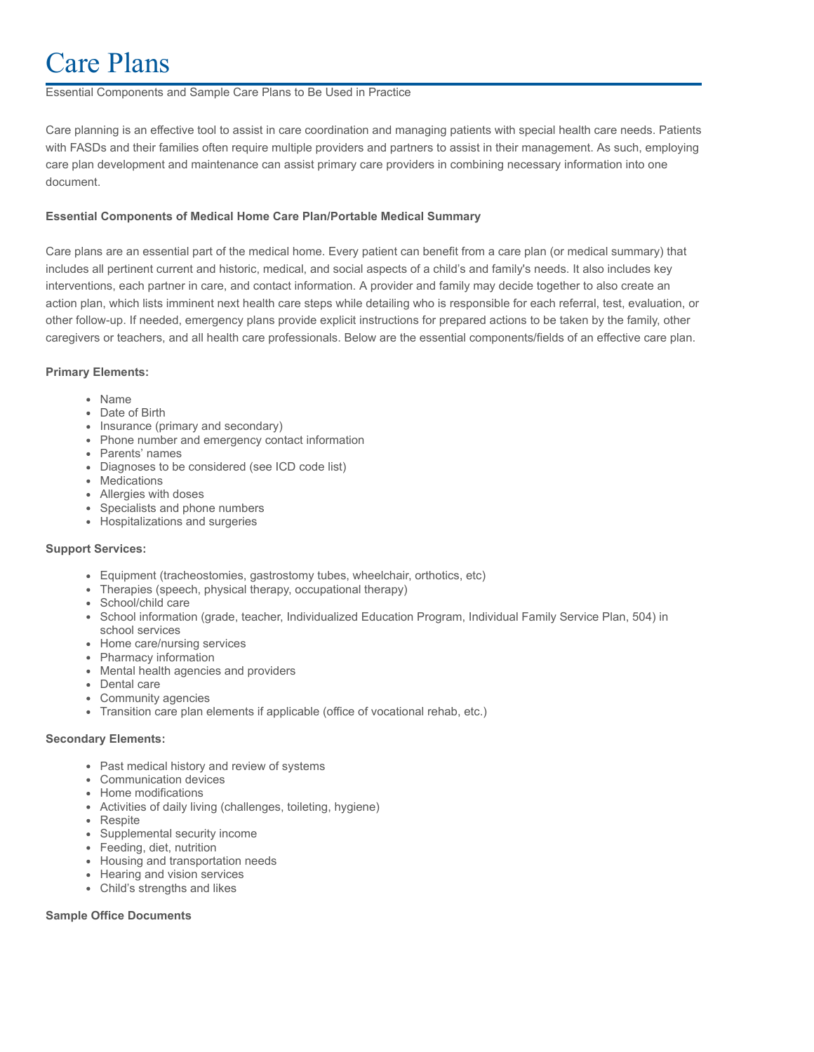# Care Plans

Essential Components and Sample Care Plans to Be Used in Practice

Care planning is an effective tool to assist in care coordination and managing patients with special health care needs. Patients with FASDs and their families often require multiple providers and partners to assist in their management. As such, employing care plan development and maintenance can assist primary care providers in combining necessary information into one document.

**Essential Components of Medical Home Care Plan/Portable Medical Summary**

Care plans are an essential part of the medical home. Every patient can benefit from a care plan (or medical summary) that includes all pertinent current and historic, medical, and social aspects of a child's and family's needs. It also includes key interventions, each partner in care, and contact information. A provider and family may decide together to also create an action plan, which lists imminent next health care steps while detailing who is responsible for each referral, test, evaluation, or other follow-up. If needed, emergency plans provide explicit instructions for prepared actions to be taken by the family, other caregivers or teachers, and all health care professionals. Below are the essential components/fields of an effective care plan.

**Primary Elements:**

- Name
- Date of Birth
- Insurance (primary and secondary)
- Phone number and emergency contact information
- Parents' names
- Diagnoses to be considered (see ICD code list)
- Medications
- Allergies with doses
- Specialists and phone numbers
- Hospitalizations and surgeries

**Support Services:**

- Equipment (tracheostomies, gastrostomy tubes, wheelchair, orthotics, etc)
- Therapies (speech, physical therapy, occupational therapy)
- School/child care
- School information (grade, teacher, Individualized Education Program, Individual Family Service Plan, 504) in school services
- Home care/nursing services
- Pharmacy information
- Mental health agencies and providers
- Dental care
- Community agencies
- Transition care plan elements if applicable (office of vocational rehab, etc.)

**Secondary Elements:**

- Past medical history and review of systems
- Communication devices
- Home modifications
- Activities of daily living (challenges, toileting, hygiene)
- Respite
- Supplemental security income
- Feeding, diet, nutrition
- Housing and transportation needs
- Hearing and vision services
- Child's strengths and likes

**Sample Office Documents**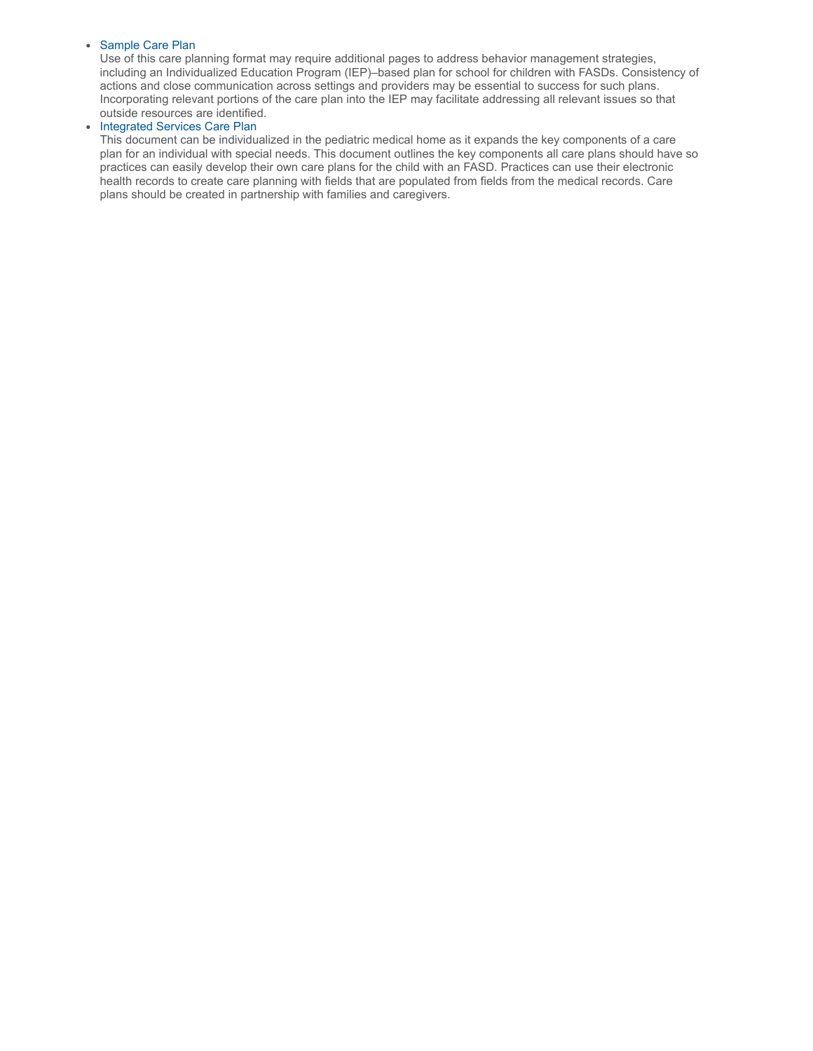- Sample Care Plan
  Use of this care planning format may require additional pages to address behavior management strategies, including an Individualized Education Program (IEP)–based plan for school for children with FASDs. Consistency of actions and close communication across settings and providers may be essential to success for such plans. Incorporating relevant portions of the care plan into the IEP may facilitate addressing all relevant issues so that outside resources are identified.
- Integrated Services Care Plan
  This document can be individualized in the pediatric medical home as it expands the key components of a care plan for an individual with special needs. This document outlines the key components all care plans should have so practices can easily develop their own care plans for the child with an FASD. Practices can use their electronic health records to create care planning with fields that are populated from fields from the medical records. Care plans should be created in partnership with families and caregivers.